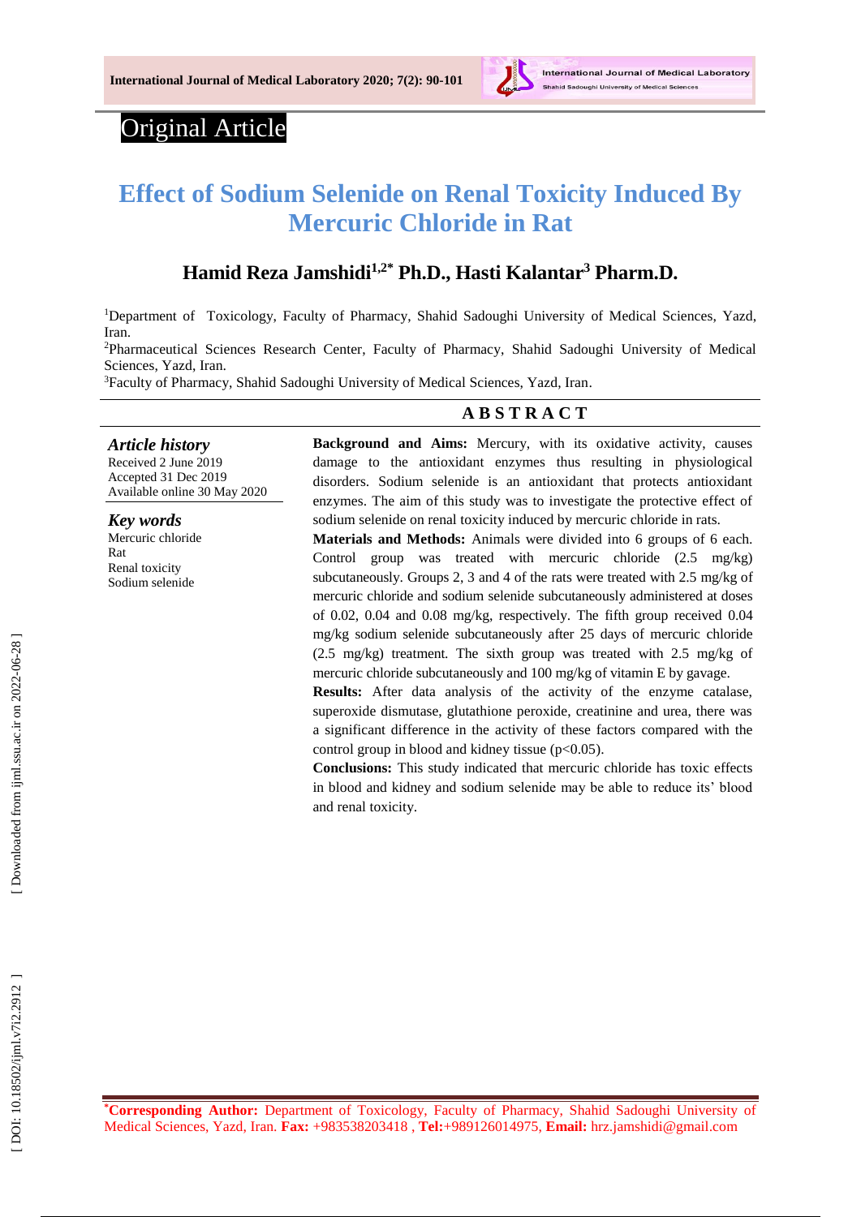Original Article

# Effect of Sodium Selenide on Renal Toxicity Induced By Mercuric Chloride in Rat

## Hamid Reza Jamshidi[1,2*] Ph.D., Hasti Kalantar[3] Pharm.D.

[1]Department of Toxicology, Faculty of Pharmacy, Shahid Sadoughi University of Medical Sciences, Yazd, Iran.

[2]Pharmaceutical Sciences Research Center, Faculty of Pharmacy, Shahid Sadoughi University of Medical Sciences, Yazd, Iran.

[3]Faculty of Pharmacy, Shahid Sadoughi University of Medical Sciences, Yazd, Iran.

***Article history***
Received 2 June 2019
Accepted 31 Dec 2019
Available online 30 May 2020

***Key words***
Mercuric chloride
Rat
Renal toxicity
Sodium selenide

## ABSTRACT

**Background and Aims:** Mercury, with its oxidative activity, causes damage to the antioxidant enzymes thus resulting in physiological disorders. Sodium selenide is an antioxidant that protects antioxidant enzymes. The aim of this study was to investigate the protective effect of sodium selenide on renal toxicity induced by mercuric chloride in rats.

**Materials and Methods:** Animals were divided into 6 groups of 6 each. Control group was treated with mercuric chloride (2.5 mg/kg) subcutaneously. Groups 2, 3 and 4 of the rats were treated with 2.5 mg/kg of mercuric chloride and sodium selenide subcutaneously administered at doses of 0.02, 0.04 and 0.08 mg/kg, respectively. The fifth group received 0.04 mg/kg sodium selenide subcutaneously after 25 days of mercuric chloride (2.5 mg/kg) treatment. The sixth group was treated with 2.5 mg/kg of mercuric chloride subcutaneously and 100 mg/kg of vitamin E by gavage.

**Results:** After data analysis of the activity of the enzyme catalase, superoxide dismutase, glutathione peroxide, creatinine and urea, there was a significant difference in the activity of these factors compared with the control group in blood and kidney tissue ($p<0.05$).

**Conclusions:** This study indicated that mercuric chloride has toxic effects in blood and kidney and sodium selenide may be able to reduce its' blood and renal toxicity.

*Corresponding Author:** Department of Toxicology, Faculty of Pharmacy, Shahid Sadoughi University of Medical Sciences, Yazd, Iran. **Fax:** +983538203418 , **Tel:**+989126014975, **Email:** hrz.jamshidi@gmail.com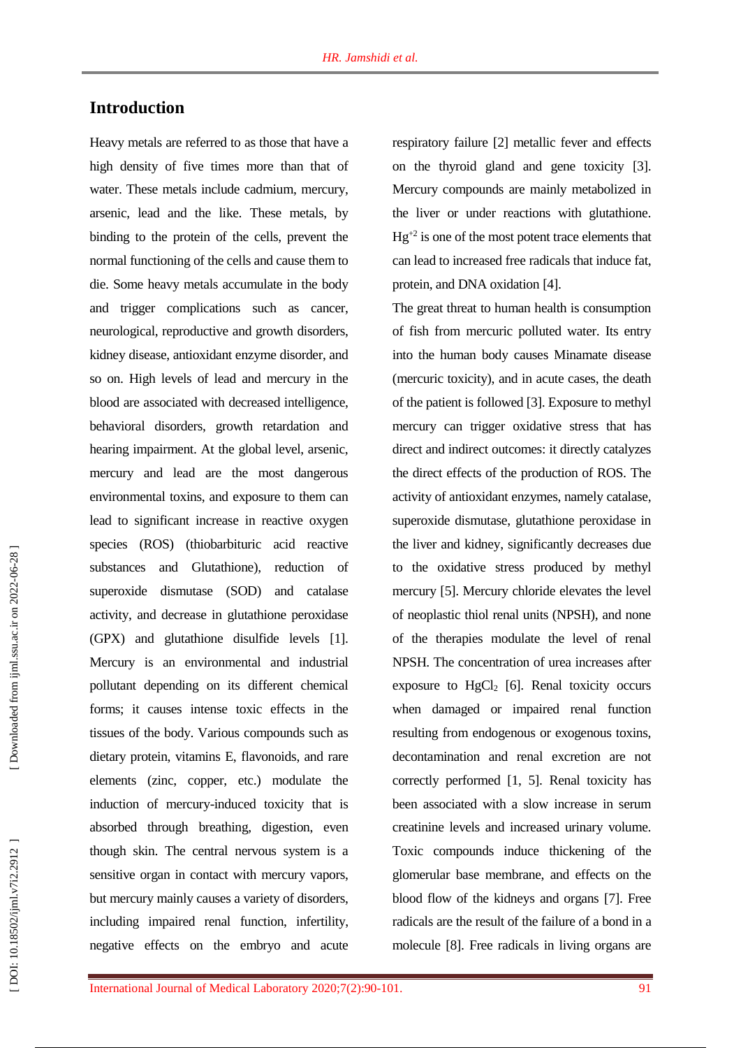## Introduction

Heavy metals are referred to as those that have a high density of five times more than that of water. These metals include cadmium, mercury, arsenic, lead and the like. These metals, by binding to the protein of the cells, prevent the normal functioning of the cells and cause them to die. Some heavy metals accumulate in the body and trigger complications such as cancer, neurological, reproductive and growth disorders, kidney disease, antioxidant enzyme disorder, and so on. High levels of lead and mercury in the blood are associated with decreased intelligence, behavioral disorders, growth retardation and hearing impairment. At the global level, arsenic, mercury and lead are the most dangerous environmental toxins, and exposure to them can lead to significant increase in reactive oxygen species (ROS) (thiobarbituric acid reactive substances and Glutathione), reduction of superoxide dismutase (SOD) and catalase activity, and decrease in glutathione peroxidase (GPX) and glutathione disulfide levels [1]. Mercury is an environmental and industrial pollutant depending on its different chemical forms; it causes intense toxic effects in the tissues of the body. Various compounds such as dietary protein, vitamins E, flavonoids, and rare elements (zinc, copper, etc.) modulate the induction of mercury-induced toxicity that is absorbed through breathing, digestion, even though skin. The central nervous system is a sensitive organ in contact with mercury vapors, but mercury mainly causes a variety of disorders, including impaired renal function, infertility, negative effects on the embryo and acute respiratory failure [2] metallic fever and effects on the thyroid gland and gene toxicity [3]. Mercury compounds are mainly metabolized in the liver or under reactions with glutathione. $Hg^{+2}$ is one of the most potent trace elements that can lead to increased free radicals that induce fat, protein, and DNA oxidation [4].

The great threat to human health is consumption of fish from mercuric polluted water. Its entry into the human body causes Minamate disease (mercuric toxicity), and in acute cases, the death of the patient is followed [3]. Exposure to methyl mercury can trigger oxidative stress that has direct and indirect outcomes: it directly catalyzes the direct effects of the production of ROS. The activity of antioxidant enzymes, namely catalase, superoxide dismutase, glutathione peroxidase in the liver and kidney, significantly decreases due to the oxidative stress produced by methyl mercury [5]. Mercury chloride elevates the level of neoplastic thiol renal units (NPSH), and none of the therapies modulate the level of renal NPSH. The concentration of urea increases after exposure to $HgCl_2$ [6]. Renal toxicity occurs when damaged or impaired renal function resulting from endogenous or exogenous toxins, decontamination and renal excretion are not correctly performed [1, 5]. Renal toxicity has been associated with a slow increase in serum creatinine levels and increased urinary volume. Toxic compounds induce thickening of the glomerular base membrane, and effects on the blood flow of the kidneys and organs [7]. Free radicals are the result of the failure of a bond in a molecule [8]. Free radicals in living organs are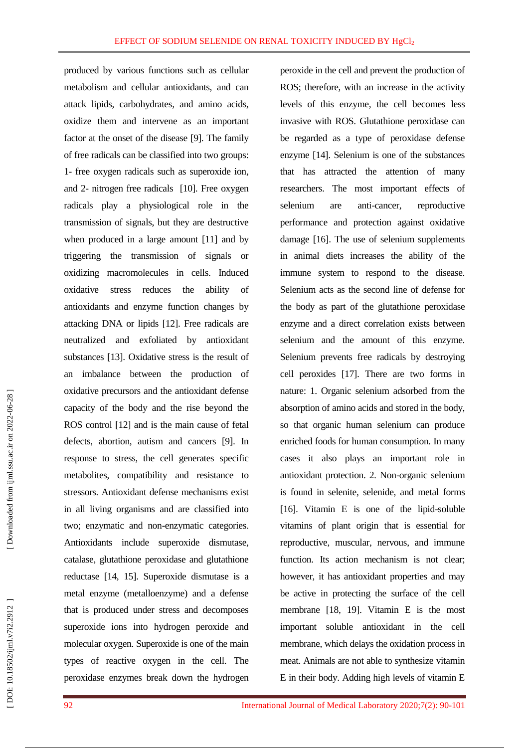produced by various functions such as cellular metabolism and cellular antioxidants, and can attack lipids, carbohydrates, and amino acids, oxidize them and intervene as an important factor at the onset of the disease [9]. The family of free radicals can be classified into two groups: 1- free oxygen radicals such as superoxide ion, and 2- nitrogen free radicals [10]. Free oxygen radicals play a physiological role in the transmission of signals, but they are destructive when produced in a large amount [11] and by triggering the transmission of signals or oxidizing macromolecules in cells. Induced oxidative stress reduces the ability of antioxidants and enzyme function changes by attacking DNA or lipids [12]. Free radicals are neutralized and exfoliated by antioxidant substances [13]. Oxidative stress is the result of an imbalance between the production of oxidative precursors and the antioxidant defense capacity of the body and the rise beyond the ROS control [12] and is the main cause of fetal defects, abortion, autism and cancers [9]. In response to stress, the cell generates specific metabolites, compatibility and resistance to stressors. Antioxidant defense mechanisms exist in all living organisms and are classified into two; enzymatic and non-enzymatic categories. Antioxidants include superoxide dismutase, catalase, glutathione peroxidase and glutathione reductase [14, 15]. Superoxide dismutase is a metal enzyme (metalloenzyme) and a defense that is produced under stress and decomposes superoxide ions into hydrogen peroxide and molecular oxygen. Superoxide is one of the main types of reactive oxygen in the cell. The peroxidase enzymes break down the hydrogen peroxide in the cell and prevent the production of ROS; therefore, with an increase in the activity levels of this enzyme, the cell becomes less invasive with ROS. Glutathione peroxidase can be regarded as a type of peroxidase defense enzyme [14]. Selenium is one of the substances that has attracted the attention of many researchers. The most important effects of selenium are anti-cancer, reproductive performance and protection against oxidative damage [16]. The use of selenium supplements in animal diets increases the ability of the immune system to respond to the disease. Selenium acts as the second line of defense for the body as part of the glutathione peroxidase enzyme and a direct correlation exists between selenium and the amount of this enzyme. Selenium prevents free radicals by destroying cell peroxides [17]. There are two forms in nature: 1. Organic selenium adsorbed from the absorption of amino acids and stored in the body, so that organic human selenium can produce enriched foods for human consumption. In many cases it also plays an important role in antioxidant protection. 2. Non-organic selenium is found in selenite, selenide, and metal forms [16]. Vitamin E is one of the lipid-soluble vitamins of plant origin that is essential for reproductive, muscular, nervous, and immune function. Its action mechanism is not clear; however, it has antioxidant properties and may be active in protecting the surface of the cell membrane [18, 19]. Vitamin E is the most important soluble antioxidant in the cell membrane, which delays the oxidation process in meat. Animals are not able to synthesize vitamin E in their body. Adding high levels of vitamin E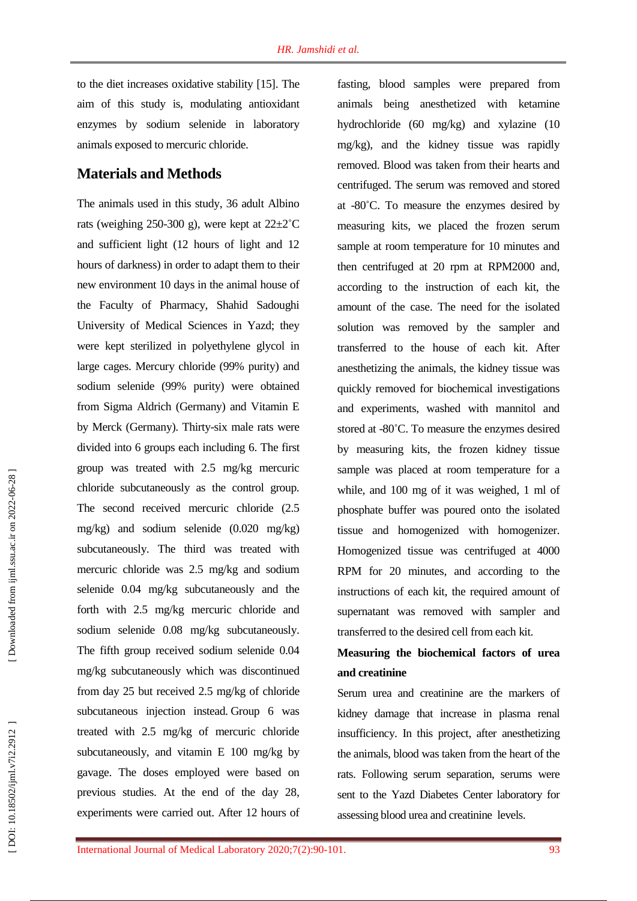to the diet increases oxidative stability [15]. The aim of this study is, modulating antioxidant enzymes by sodium selenide in laboratory animals exposed to mercuric chloride.

## Materials and Methods

The animals used in this study, 36 adult Albino rats (weighing 250-300 g), were kept at 22±2˚C and sufficient light (12 hours of light and 12 hours of darkness) in order to adapt them to their new environment 10 days in the animal house of the Faculty of Pharmacy, Shahid Sadoughi University of Medical Sciences in Yazd; they were kept sterilized in polyethylene glycol in large cages. Mercury chloride (99% purity) and sodium selenide (99% purity) were obtained from Sigma Aldrich (Germany) and Vitamin E by Merck (Germany). Thirty-six male rats were divided into 6 groups each including 6. The first group was treated with 2.5 mg/kg mercuric chloride subcutaneously as the control group. The second received mercuric chloride (2.5 mg/kg) and sodium selenide (0.020 mg/kg) subcutaneously. The third was treated with mercuric chloride was 2.5 mg/kg and sodium selenide 0.04 mg/kg subcutaneously and the forth with 2.5 mg/kg mercuric chloride and sodium selenide 0.08 mg/kg subcutaneously. The fifth group received sodium selenide 0.04 mg/kg subcutaneously which was discontinued from day 25 but received 2.5 mg/kg of chloride subcutaneous injection instead. Group 6 was treated with 2.5 mg/kg of mercuric chloride subcutaneously, and vitamin E 100 mg/kg by gavage. The doses employed were based on previous studies. At the end of the day 28, experiments were carried out. After 12 hours of fasting, blood samples were prepared from animals being anesthetized with ketamine hydrochloride (60 mg/kg) and xylazine (10 mg/kg), and the kidney tissue was rapidly removed. Blood was taken from their hearts and centrifuged. The serum was removed and stored at -80˚C. To measure the enzymes desired by measuring kits, we placed the frozen serum sample at room temperature for 10 minutes and then centrifuged at 20 rpm at RPM2000 and, according to the instruction of each kit, the amount of the case. The need for the isolated solution was removed by the sampler and transferred to the house of each kit. After anesthetizing the animals, the kidney tissue was quickly removed for biochemical investigations and experiments, washed with mannitol and stored at -80˚C. To measure the enzymes desired by measuring kits, the frozen kidney tissue sample was placed at room temperature for a while, and 100 mg of it was weighed, 1 ml of phosphate buffer was poured onto the isolated tissue and homogenized with homogenizer. Homogenized tissue was centrifuged at 4000 RPM for 20 minutes, and according to the instructions of each kit, the required amount of supernatant was removed with sampler and transferred to the desired cell from each kit.

**Measuring the biochemical factors of urea and creatinine**

Serum urea and creatinine are the markers of kidney damage that increase in plasma renal insufficiency. In this project, after anesthetizing the animals, blood was taken from the heart of the rats. Following serum separation, serums were sent to the Yazd Diabetes Center laboratory for assessing blood urea and creatinine levels.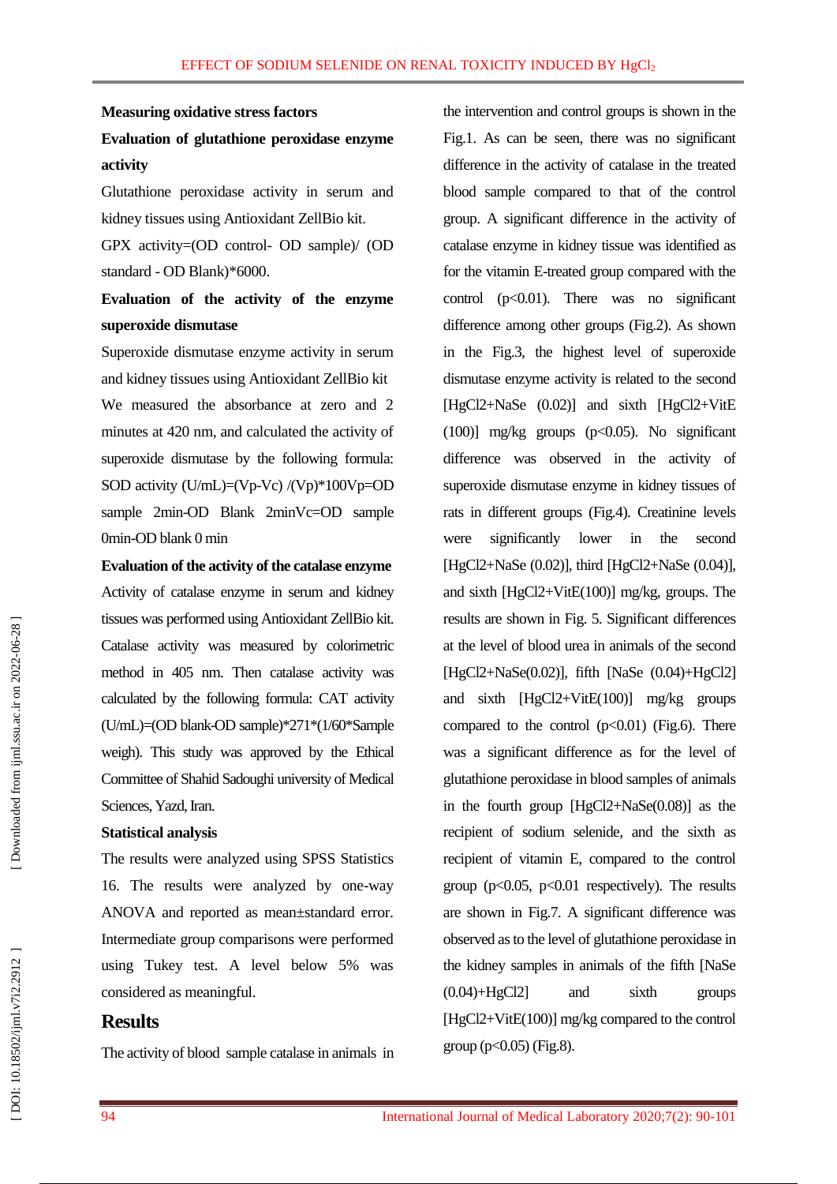**Measuring oxidative stress factors**

**Evaluation of glutathione peroxidase enzyme activity**

Glutathione peroxidase activity in serum and kidney tissues using Antioxidant ZellBio kit.

GPX activity=(OD control- OD sample)/ (OD standard - OD Blank)*6000.

**Evaluation of the activity of the enzyme superoxide dismutase**

Superoxide dismutase enzyme activity in serum and kidney tissues using Antioxidant ZellBio kit We measured the absorbance at zero and 2 minutes at 420 nm, and calculated the activity of superoxide dismutase by the following formula: SOD activity (U/mL)=(Vp-Vc) /(Vp)*100Vp=OD sample 2min-OD Blank 2minVc=OD sample 0min-OD blank 0 min

**Evaluation of the activity of the catalase enzyme**

Activity of catalase enzyme in serum and kidney tissues was performed using Antioxidant ZellBio kit. Catalase activity was measured by colorimetric method in 405 nm. Then catalase activity was calculated by the following formula: CAT activity (U/mL)=(OD blank-OD sample)*271*(1/60*Sample weigh). This study was approved by the Ethical Committee of Shahid Sadoughi university of Medical Sciences, Yazd, Iran.

**Statistical analysis**

The results were analyzed using SPSS Statistics 16. The results were analyzed by one-way ANOVA and reported as mean±standard error. Intermediate group comparisons were performed using Tukey test. A level below 5% was considered as meaningful.

## Results

The activity of blood sample catalase in animals in the intervention and control groups is shown in the Fig.1. As can be seen, there was no significant difference in the activity of catalase in the treated blood sample compared to that of the control group. A significant difference in the activity of catalase enzyme in kidney tissue was identified as for the vitamin E-treated group compared with the control ($p<0.01$). There was no significant difference among other groups (Fig.2). As shown in the Fig.3, the highest level of superoxide dismutase enzyme activity is related to the second [$HgCl_2$+NaSe (0.02)] and sixth [$HgCl_2$+VitE (100)] mg/kg groups ($p<0.05$). No significant difference was observed in the activity of superoxide dismutase enzyme in kidney tissues of rats in different groups (Fig.4). Creatinine levels were significantly lower in the second [$HgCl_2$+NaSe (0.02)], third [$HgCl_2$+NaSe (0.04)], and sixth [$HgCl_2$+VitE(100)] mg/kg, groups. The results are shown in Fig. 5. Significant differences at the level of blood urea in animals of the second [$HgCl_2$+NaSe(0.02)], fifth [NaSe (0.04)+$HgCl_2$] and sixth [$HgCl_2$+VitE(100)] mg/kg groups compared to the control ($p<0.01$) (Fig.6). There was a significant difference as for the level of glutathione peroxidase in blood samples of animals in the fourth group [$HgCl_2$+NaSe(0.08)] as the recipient of sodium selenide, and the sixth as recipient of vitamin E, compared to the control group ($p<0.05$, $p<0.01$ respectively). The results are shown in Fig.7. A significant difference was observed as to the level of glutathione peroxidase in the kidney samples in animals of the fifth [NaSe (0.04)+$HgCl_2$] and sixth groups [$HgCl_2$+VitE(100)] mg/kg compared to the control group ($p<0.05$) (Fig.8).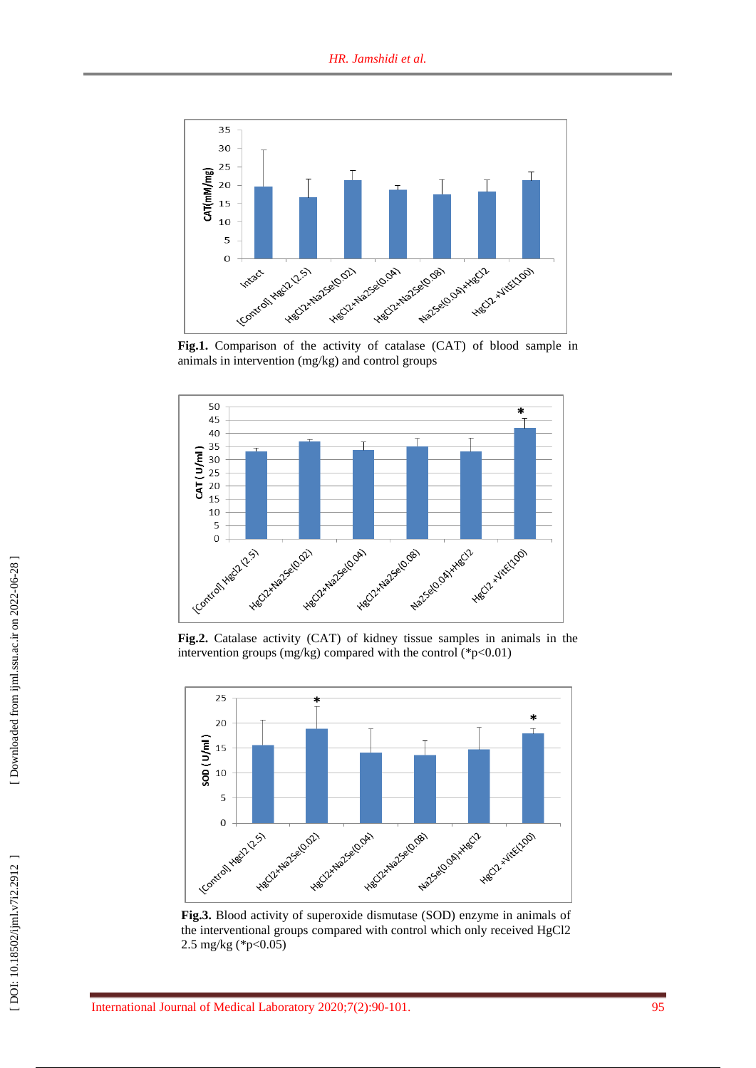**Fig.1.** Comparison of the activity of catalase (CAT) of blood sample in animals in intervention (mg/kg) and control groups

**Fig.2.** Catalase activity (CAT) of kidney tissue samples in animals in the intervention groups (mg/kg) compared with the control (*p<0.01)

**Fig.3.** Blood activity of superoxide dismutase (SOD) enzyme in animals of the interventional groups compared with control which only received HgCl2 2.5 mg/kg (*p<0.05)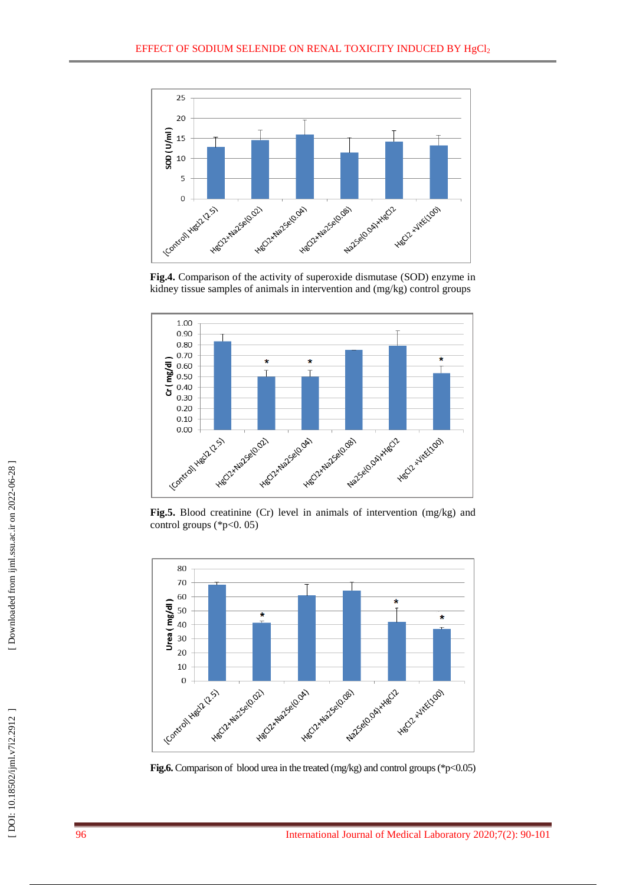**Fig.4.** Comparison of the activity of superoxide dismutase (SOD) enzyme in kidney tissue samples of animals in intervention and (mg/kg) control groups

**Fig.5.** Blood creatinine (Cr) level in animals of intervention (mg/kg) and control groups (*p<0. 05)

**Fig.6.** Comparison of blood urea in the treated (mg/kg) and control groups (*p<0.05)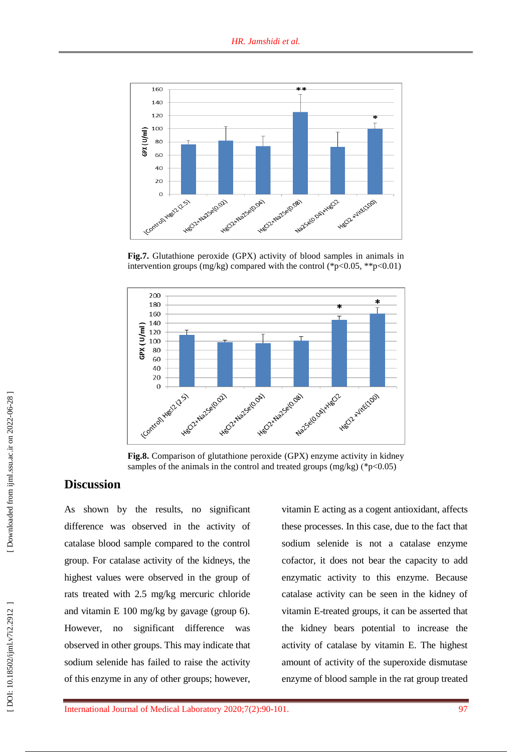**Fig.7.** Glutathione peroxide (GPX) activity of blood samples in animals in intervention groups (mg/kg) compared with the control (*p<0.05, **p<0.01)

**Fig.8.** Comparison of glutathione peroxide (GPX) enzyme activity in kidney samples of the animals in the control and treated groups (mg/kg) (*p<0.05)

## Discussion

As shown by the results, no significant difference was observed in the activity of catalase blood sample compared to the control group. For catalase activity of the kidneys, the highest values were observed in the group of rats treated with 2.5 mg/kg mercuric chloride and vitamin E 100 mg/kg by gavage (group 6). However, no significant difference was observed in other groups. This may indicate that sodium selenide has failed to raise the activity of this enzyme in any of other groups; however, vitamin E acting as a cogent antioxidant, affects these processes. In this case, due to the fact that sodium selenide is not a catalase enzyme cofactor, it does not bear the capacity to add enzymatic activity to this enzyme. Because catalase activity can be seen in the kidney of vitamin E-treated groups, it can be asserted that the kidney bears potential to increase the activity of catalase by vitamin E. The highest amount of activity of the superoxide dismutase enzyme of blood sample in the rat group treated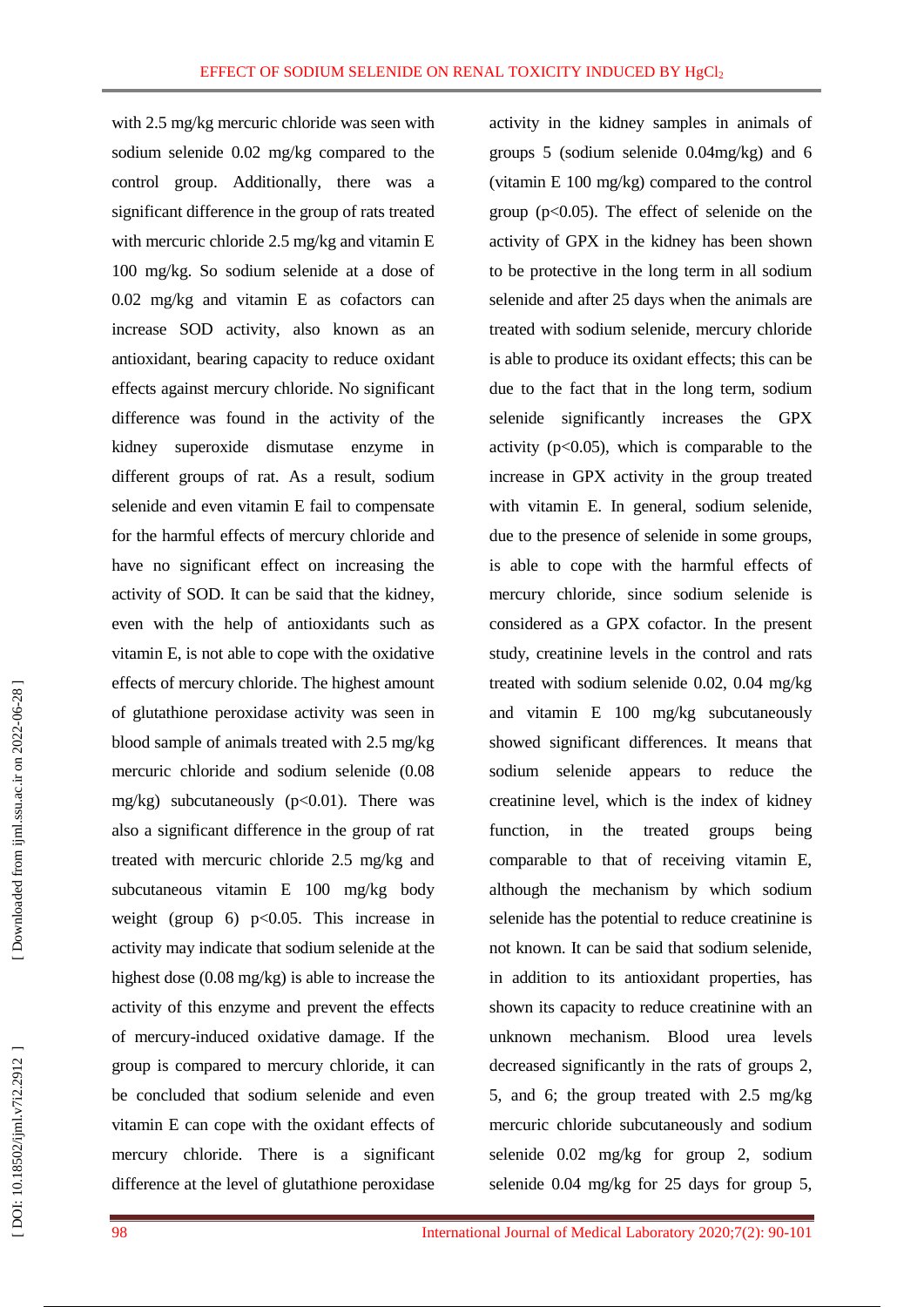with 2.5 mg/kg mercuric chloride was seen with sodium selenide 0.02 mg/kg compared to the control group. Additionally, there was a significant difference in the group of rats treated with mercuric chloride 2.5 mg/kg and vitamin E 100 mg/kg. So sodium selenide at a dose of 0.02 mg/kg and vitamin E as cofactors can increase SOD activity, also known as an antioxidant, bearing capacity to reduce oxidant effects against mercury chloride. No significant difference was found in the activity of the kidney superoxide dismutase enzyme in different groups of rat. As a result, sodium selenide and even vitamin E fail to compensate for the harmful effects of mercury chloride and have no significant effect on increasing the activity of SOD. It can be said that the kidney, even with the help of antioxidants such as vitamin E, is not able to cope with the oxidative effects of mercury chloride. The highest amount of glutathione peroxidase activity was seen in blood sample of animals treated with 2.5 mg/kg mercuric chloride and sodium selenide (0.08 mg/kg) subcutaneously ($p<0.01$). There was also a significant difference in the group of rat treated with mercuric chloride 2.5 mg/kg and subcutaneous vitamin E 100 mg/kg body weight (group 6) $p<0.05$. This increase in activity may indicate that sodium selenide at the highest dose (0.08 mg/kg) is able to increase the activity of this enzyme and prevent the effects of mercury-induced oxidative damage. If the group is compared to mercury chloride, it can be concluded that sodium selenide and even vitamin E can cope with the oxidant effects of mercury chloride. There is a significant difference at the level of glutathione peroxidase activity in the kidney samples in animals of groups 5 (sodium selenide 0.04mg/kg) and 6 (vitamin E 100 mg/kg) compared to the control group ($p<0.05$). The effect of selenide on the activity of GPX in the kidney has been shown to be protective in the long term in all sodium selenide and after 25 days when the animals are treated with sodium selenide, mercury chloride is able to produce its oxidant effects; this can be due to the fact that in the long term, sodium selenide significantly increases the GPX activity ($p<0.05$), which is comparable to the increase in GPX activity in the group treated with vitamin E. In general, sodium selenide, due to the presence of selenide in some groups, is able to cope with the harmful effects of mercury chloride, since sodium selenide is considered as a GPX cofactor. In the present study, creatinine levels in the control and rats treated with sodium selenide 0.02, 0.04 mg/kg and vitamin E 100 mg/kg subcutaneously showed significant differences. It means that sodium selenide appears to reduce the creatinine level, which is the index of kidney function, in the treated groups being comparable to that of receiving vitamin E, although the mechanism by which sodium selenide has the potential to reduce creatinine is not known. It can be said that sodium selenide, in addition to its antioxidant properties, has shown its capacity to reduce creatinine with an unknown mechanism. Blood urea levels decreased significantly in the rats of groups 2, 5, and 6; the group treated with 2.5 mg/kg mercuric chloride subcutaneously and sodium selenide 0.02 mg/kg for group 2, sodium selenide 0.04 mg/kg for 25 days for group 5,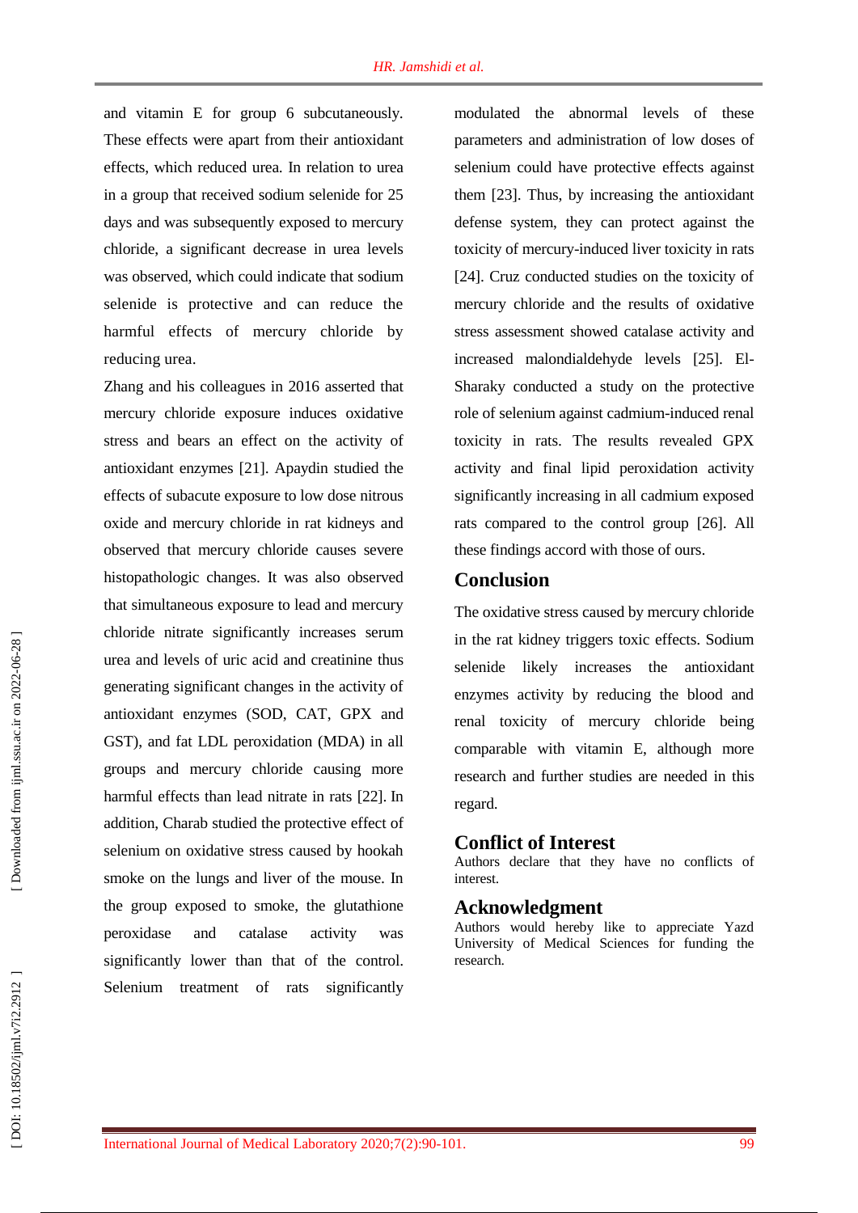and vitamin E for group 6 subcutaneously. These effects were apart from their antioxidant effects, which reduced urea. In relation to urea in a group that received sodium selenide for 25 days and was subsequently exposed to mercury chloride, a significant decrease in urea levels was observed, which could indicate that sodium selenide is protective and can reduce the harmful effects of mercury chloride by reducing urea.

Zhang and his colleagues in 2016 asserted that mercury chloride exposure induces oxidative stress and bears an effect on the activity of antioxidant enzymes [21]. Apaydin studied the effects of subacute exposure to low dose nitrous oxide and mercury chloride in rat kidneys and observed that mercury chloride causes severe histopathologic changes. It was also observed that simultaneous exposure to lead and mercury chloride nitrate significantly increases serum urea and levels of uric acid and creatinine thus generating significant changes in the activity of antioxidant enzymes (SOD, CAT, GPX and GST), and fat LDL peroxidation (MDA) in all groups and mercury chloride causing more harmful effects than lead nitrate in rats [22]. In addition, Charab studied the protective effect of selenium on oxidative stress caused by hookah smoke on the lungs and liver of the mouse. In the group exposed to smoke, the glutathione peroxidase and catalase activity was significantly lower than that of the control. Selenium treatment of rats significantly modulated the abnormal levels of these parameters and administration of low doses of selenium could have protective effects against them [23]. Thus, by increasing the antioxidant defense system, they can protect against the toxicity of mercury-induced liver toxicity in rats [24]. Cruz conducted studies on the toxicity of mercury chloride and the results of oxidative stress assessment showed catalase activity and increased malondialdehyde levels [25]. El-Sharaky conducted a study on the protective role of selenium against cadmium-induced renal toxicity in rats. The results revealed GPX activity and final lipid peroxidation activity significantly increasing in all cadmium exposed rats compared to the control group [26]. All these findings accord with those of ours.

## Conclusion

The oxidative stress caused by mercury chloride in the rat kidney triggers toxic effects. Sodium selenide likely increases the antioxidant enzymes activity by reducing the blood and renal toxicity of mercury chloride being comparable with vitamin E, although more research and further studies are needed in this regard.

## Conflict of Interest

Authors declare that they have no conflicts of interest.

## Acknowledgment

Authors would hereby like to appreciate Yazd University of Medical Sciences for funding the research.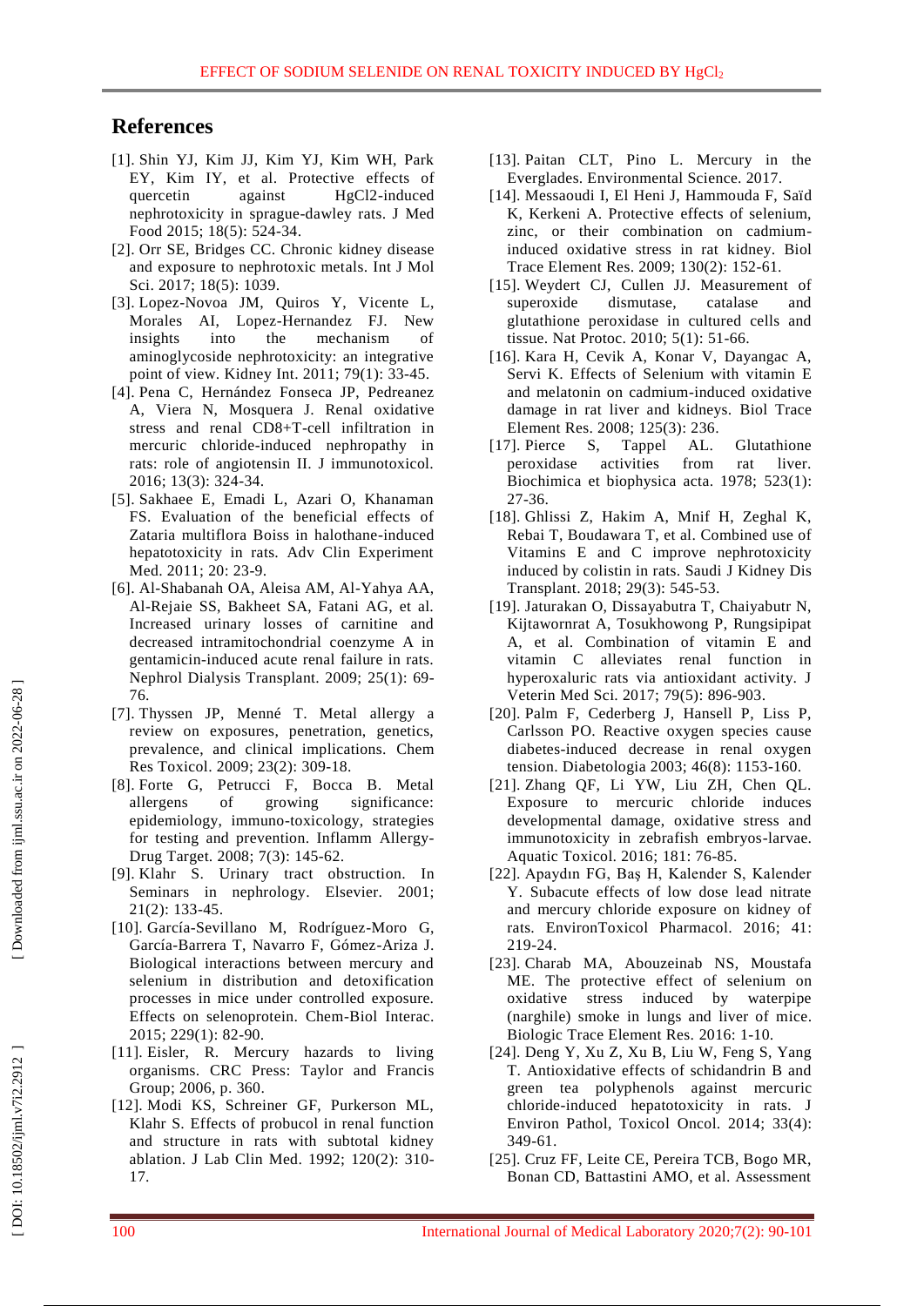## References

[1]. Shin YJ, Kim JJ, Kim YJ, Kim WH, Park EY, Kim IY, et al. Protective effects of quercetin against HgCl2-induced nephrotoxicity in sprague-dawley rats. J Med Food 2015; 18(5): 524-34.

[2]. Orr SE, Bridges CC. Chronic kidney disease and exposure to nephrotoxic metals. Int J Mol Sci. 2017; 18(5): 1039.

[3]. Lopez-Novoa JM, Quiros Y, Vicente L, Morales AI, Lopez-Hernandez FJ. New insights into the mechanism of aminoglycoside nephrotoxicity: an integrative point of view. Kidney Int. 2011; 79(1): 33-45.

[4]. Pena C, Hernández Fonseca JP, Pedreanez A, Viera N, Mosquera J. Renal oxidative stress and renal CD8+T-cell infiltration in mercuric chloride-induced nephropathy in rats: role of angiotensin II. J immunotoxicol. 2016; 13(3): 324-34.

[5]. Sakhaee E, Emadi L, Azari O, Khanaman FS. Evaluation of the beneficial effects of Zataria multiflora Boiss in halothane-induced hepatotoxicity in rats. Adv Clin Experiment Med. 2011; 20: 23-9.

[6]. Al-Shabanah OA, Aleisa AM, Al-Yahya AA, Al-Rejaie SS, Bakheet SA, Fatani AG, et al. Increased urinary losses of carnitine and decreased intramitochondrial coenzyme A in gentamicin-induced acute renal failure in rats. Nephrol Dialysis Transplant. 2009; 25(1): 69-76.

[7]. Thyssen JP, Menné T. Metal allergy a review on exposures, penetration, genetics, prevalence, and clinical implications. Chem Res Toxicol. 2009; 23(2): 309-18.

[8]. Forte G, Petrucci F, Bocca B. Metal allergens of growing significance: epidemiology, immuno-toxicology, strategies for testing and prevention. Inflamm Allergy-Drug Target. 2008; 7(3): 145-62.

[9]. Klahr S. Urinary tract obstruction. In Seminars in nephrology. Elsevier. 2001; 21(2): 133-45.

[10]. García-Sevillano M, Rodríguez-Moro G, García-Barrera T, Navarro F, Gómez-Ariza J. Biological interactions between mercury and selenium in distribution and detoxification processes in mice under controlled exposure. Effects on selenoprotein. Chem-Biol Interac. 2015; 229(1): 82-90.

[11]. Eisler, R. Mercury hazards to living organisms. CRC Press: Taylor and Francis Group; 2006, p. 360.

[12]. Modi KS, Schreiner GF, Purkerson ML, Klahr S. Effects of probucol in renal function and structure in rats with subtotal kidney ablation. J Lab Clin Med. 1992; 120(2): 310-17.

[13]. Paitan CLT, Pino L. Mercury in the Everglades. Environmental Science. 2017.

[14]. Messaoudi I, El Heni J, Hammouda F, Saïd K, Kerkeni A. Protective effects of selenium, zinc, or their combination on cadmium-induced oxidative stress in rat kidney. Biol Trace Element Res. 2009; 130(2): 152-61.

[15]. Weydert CJ, Cullen JJ. Measurement of superoxide dismutase, catalase and glutathione peroxidase in cultured cells and tissue. Nat Protoc. 2010; 5(1): 51-66.

[16]. Kara H, Cevik A, Konar V, Dayangac A, Servi K. Effects of Selenium with vitamin E and melatonin on cadmium-induced oxidative damage in rat liver and kidneys. Biol Trace Element Res. 2008; 125(3): 236.

[17]. Pierce S, Tappel AL. Glutathione peroxidase activities from rat liver. Biochimica et biophysica acta. 1978; 523(1): 27-36.

[18]. Ghlissi Z, Hakim A, Mnif H, Zeghal K, Rebai T, Boudawara T, et al. Combined use of Vitamins E and C improve nephrotoxicity induced by colistin in rats. Saudi J Kidney Dis Transplant. 2018; 29(3): 545-53.

[19]. Jaturakan O, Dissayabutra T, Chaiyabutr N, Kijtawornrat A, Tosukhowong P, Rungsipipat A, et al. Combination of vitamin E and vitamin C alleviates renal function in hyperoxaluric rats via antioxidant activity. J Veterin Med Sci. 2017; 79(5): 896-903.

[20]. Palm F, Cederberg J, Hansell P, Liss P, Carlsson PO. Reactive oxygen species cause diabetes-induced decrease in renal oxygen tension. Diabetologia 2003; 46(8): 1153-160.

[21]. Zhang QF, Li YW, Liu ZH, Chen QL. Exposure to mercuric chloride induces developmental damage, oxidative stress and immunotoxicity in zebrafish embryos-larvae. Aquatic Toxicol. 2016; 181: 76-85.

[22]. Apaydın FG, Baş H, Kalender S, Kalender Y. Subacute effects of low dose lead nitrate and mercury chloride exposure on kidney of rats. EnvironToxicol Pharmacol. 2016; 41: 219-24.

[23]. Charab MA, Abouzeinab NS, Moustafa ME. The protective effect of selenium on oxidative stress induced by waterpipe (narghile) smoke in lungs and liver of mice. Biologic Trace Element Res. 2016: 1-10.

[24]. Deng Y, Xu Z, Xu B, Liu W, Feng S, Yang T. Antioxidative effects of schidandrin B and green tea polyphenols against mercuric chloride-induced hepatotoxicity in rats. J Environ Pathol, Toxicol Oncol. 2014; 33(4): 349-61.

[25]. Cruz FF, Leite CE, Pereira TCB, Bogo MR, Bonan CD, Battastini AMO, et al. Assessment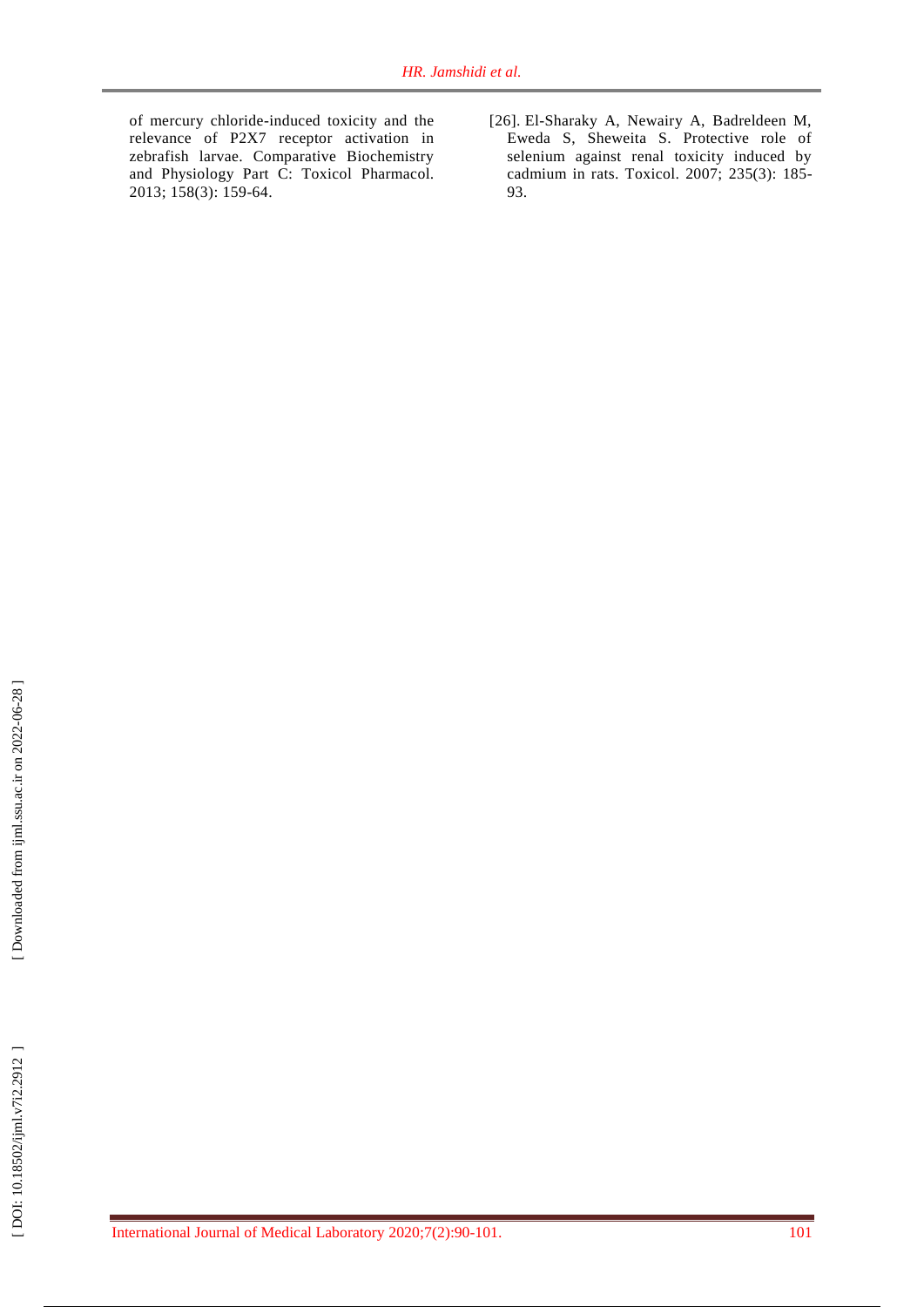of mercury chloride-induced toxicity and the relevance of P2X7 receptor activation in zebrafish larvae. Comparative Biochemistry and Physiology Part C: Toxicol Pharmacol. 2013; 158(3): 159-64.

[26]. El-Sharaky A, Newairy A, Badreldeen M, Eweda S, Sheweita S. Protective role of selenium against renal toxicity induced by cadmium in rats. Toxicol. 2007; 235(3): 185-93.